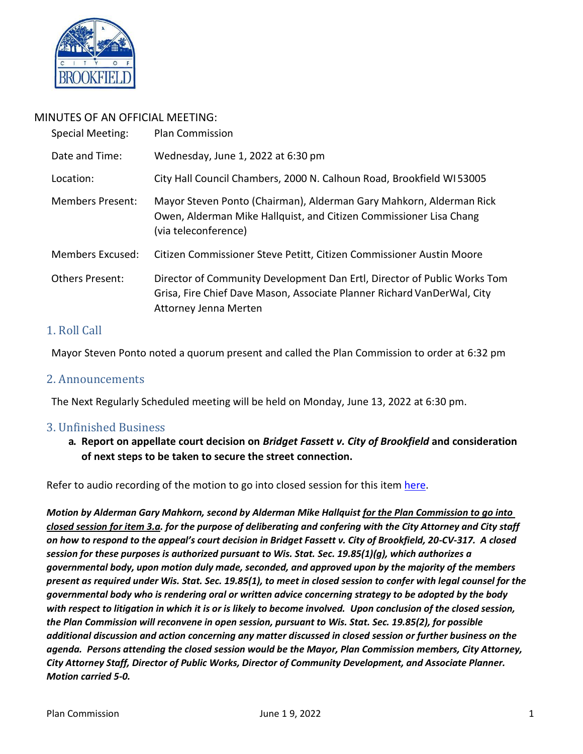MINUTES OF AN OFFICIAL MEETING:

| | |
|---|---|
| Special Meeting: | Plan Commission |
| Date and Time: | Wednesday, June 1, 2022 at 6:30 pm |
| Location: | City Hall Council Chambers, 2000 N. Calhoun Road, Brookfield WI 53005 |
| Members Present: | Mayor Steven Ponto (Chairman), Alderman Gary Mahkorn, Alderman Rick Owen, Alderman Mike Hallquist, and Citizen Commissioner Lisa Chang (via teleconference) |
| Members Excused: | Citizen Commissioner Steve Petitt, Citizen Commissioner Austin Moore |
| Others Present: | Director of Community Development Dan Ertl, Director of Public Works Tom Grisa, Fire Chief Dave Mason, Associate Planner Richard VanDerWal, City Attorney Jenna Merten |

## 1. Roll Call

Mayor Steven Ponto noted a quorum present and called the Plan Commission to order at 6:32 pm

## 2. Announcements

The Next Regularly Scheduled meeting will be held on Monday, June 13, 2022 at 6:30 pm.

## 3. Unfinished Business

**a. Report on appellate court decision on *Bridget Fassett v. City of Brookfield* and consideration of next steps to be taken to secure the street connection.**

Refer to audio recording of the motion to go into closed session for this item here.

***Motion by Alderman Gary Mahkorn, second by Alderman Mike Hallquist <u>for the Plan Commission to go into closed session for item 3.a</u>. for the purpose of deliberating and confering with the City Attorney and City staff on how to respond to the appeal's court decision in Bridget Fassett v. City of Brookfield, 20-CV-317. A closed session for these purposes is authorized pursuant to Wis. Stat. Sec. 19.85(1)(g), which authorizes a governmental body, upon motion duly made, seconded, and approved upon by the majority of the members present as required under Wis. Stat. Sec. 19.85(1), to meet in closed session to confer with legal counsel for the governmental body who is rendering oral or written advice concerning strategy to be adopted by the body with respect to litigation in which it is or is likely to become involved. Upon conclusion of the closed session, the Plan Commission will reconvene in open session, pursuant to Wis. Stat. Sec. 19.85(2), for possible additional discussion and action concerning any matter discussed in closed session or further business on the agenda. Persons attending the closed session would be the Mayor, Plan Commission members, City Attorney, City Attorney Staff, Director of Public Works, Director of Community Development, and Associate Planner. Motion carried 5-0.***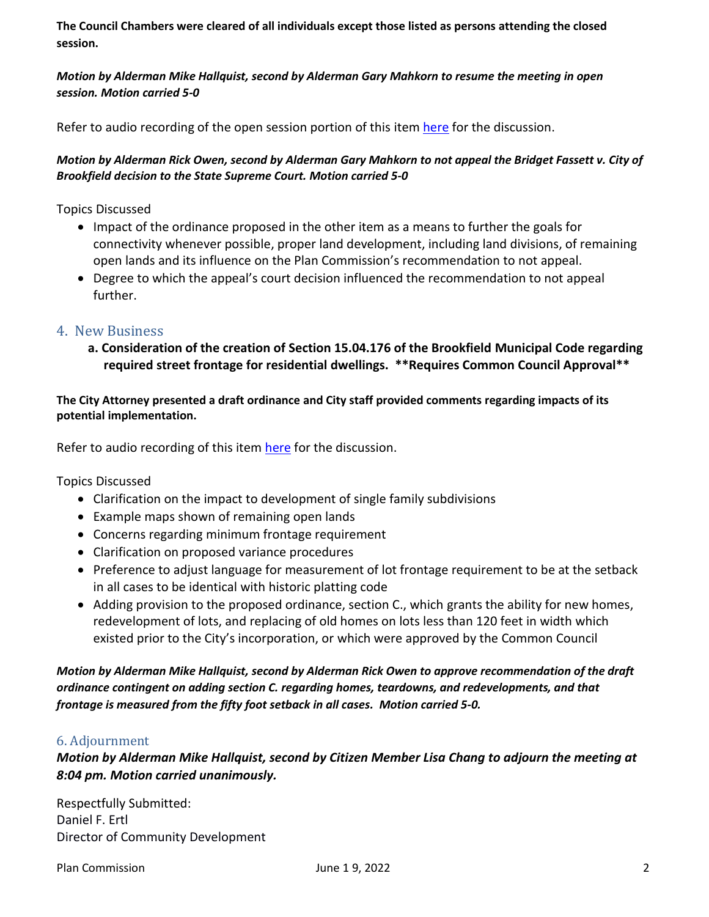**The Council Chambers were cleared of all individuals except those listed as persons attending the closed session.**

***Motion by Alderman Mike Hallquist, second by Alderman Gary Mahkorn to resume the meeting in open session. Motion carried 5-0***

Refer to audio recording of the open session portion of this item here for the discussion.

***Motion by Alderman Rick Owen, second by Alderman Gary Mahkorn to not appeal the Bridget Fassett v. City of Brookfield decision to the State Supreme Court. Motion carried 5-0***

Topics Discussed

- Impact of the ordinance proposed in the other item as a means to further the goals for connectivity whenever possible, proper land development, including land divisions, of remaining open lands and its influence on the Plan Commission's recommendation to not appeal.
- Degree to which the appeal's court decision influenced the recommendation to not appeal further.

## 4. New Business

**a. Consideration of the creation of Section 15.04.176 of the Brookfield Municipal Code regarding required street frontage for residential dwellings. \*\*Requires Common Council Approval\*\***

**The City Attorney presented a draft ordinance and City staff provided comments regarding impacts of its potential implementation.**

Refer to audio recording of this item here for the discussion.

Topics Discussed

- Clarification on the impact to development of single family subdivisions
- Example maps shown of remaining open lands
- Concerns regarding minimum frontage requirement
- Clarification on proposed variance procedures
- Preference to adjust language for measurement of lot frontage requirement to be at the setback in all cases to be identical with historic platting code
- Adding provision to the proposed ordinance, section C., which grants the ability for new homes, redevelopment of lots, and replacing of old homes on lots less than 120 feet in width which existed prior to the City's incorporation, or which were approved by the Common Council

***Motion by Alderman Mike Hallquist, second by Alderman Rick Owen to approve recommendation of the draft ordinance contingent on adding section C. regarding homes, teardowns, and redevelopments, and that frontage is measured from the fifty foot setback in all cases. Motion carried 5-0.***

## 6. Adjournment

***Motion by Alderman Mike Hallquist, second by Citizen Member Lisa Chang to adjourn the meeting at 8:04 pm. Motion carried unanimously.***

Respectfully Submitted:
Daniel F. Ertl
Director of Community Development